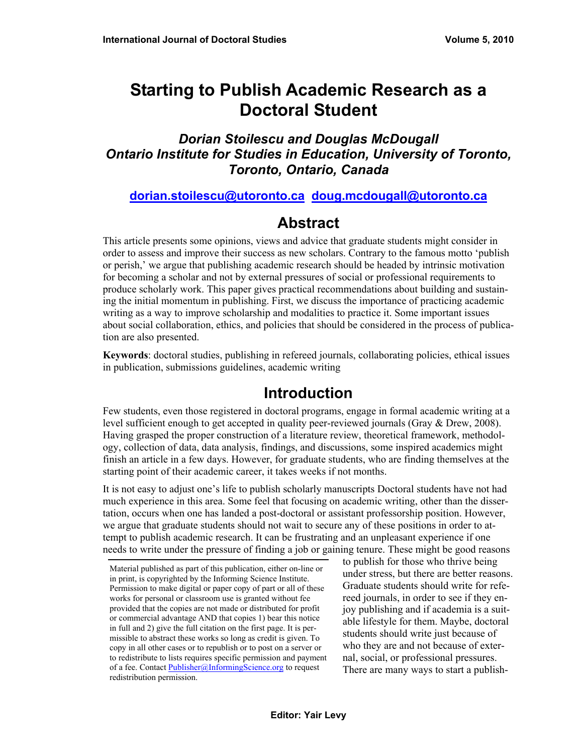# Starting to Publish Academic Research as a Doctoral Student

***Dorian Stoilescu and Douglas McDougall***
***Ontario Institute for Studies in Education, University of Toronto, Toronto, Ontario, Canada***

**dorian.stoilescu@utoronto.ca doug.mcdougall@utoronto.ca**

## Abstract

This article presents some opinions, views and advice that graduate students might consider in order to assess and improve their success as new scholars. Contrary to the famous motto 'publish or perish,' we argue that publishing academic research should be headed by intrinsic motivation for becoming a scholar and not by external pressures of social or professional requirements to produce scholarly work. This paper gives practical recommendations about building and sustaining the initial momentum in publishing. First, we discuss the importance of practicing academic writing as a way to improve scholarship and modalities to practice it. Some important issues about social collaboration, ethics, and policies that should be considered in the process of publication are also presented.

**Keywords**: doctoral studies, publishing in refereed journals, collaborating policies, ethical issues in publication, submissions guidelines, academic writing

## Introduction

Few students, even those registered in doctoral programs, engage in formal academic writing at a level sufficient enough to get accepted in quality peer-reviewed journals (Gray & Drew, 2008). Having grasped the proper construction of a literature review, theoretical framework, methodology, collection of data, data analysis, findings, and discussions, some inspired academics might finish an article in a few days. However, for graduate students, who are finding themselves at the starting point of their academic career, it takes weeks if not months.

It is not easy to adjust one's life to publish scholarly manuscripts Doctoral students have not had much experience in this area. Some feel that focusing on academic writing, other than the dissertation, occurs when one has landed a post-doctoral or assistant professorship position. However, we argue that graduate students should not wait to secure any of these positions in order to attempt to publish academic research. It can be frustrating and an unpleasant experience if one needs to write under the pressure of finding a job or gaining tenure. These might be good reasons to publish for those who thrive being under stress, but there are better reasons. Graduate students should write for refereed journals, in order to see if they enjoy publishing and if academia is a suitable lifestyle for them. Maybe, doctoral students should write just because of who they are and not because of external, social, or professional pressures. There are many ways to start a publish-

Material published as part of this publication, either on-line or in print, is copyrighted by the Informing Science Institute. Permission to make digital or paper copy of part or all of these works for personal or classroom use is granted without fee provided that the copies are not made or distributed for profit or commercial advantage AND that copies 1) bear this notice in full and 2) give the full citation on the first page. It is permissible to abstract these works so long as credit is given. To copy in all other cases or to republish or to post on a server or to redistribute to lists requires specific permission and payment of a fee. Contact Publisher@InformingScience.org to request redistribution permission.

**Editor: Yair Levy**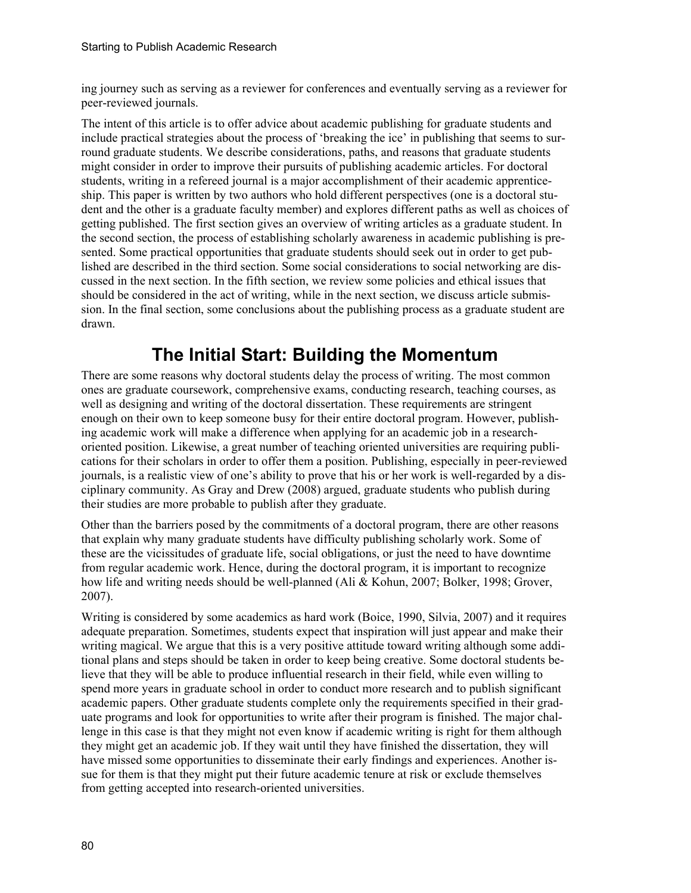ing journey such as serving as a reviewer for conferences and eventually serving as a reviewer for peer-reviewed journals.

The intent of this article is to offer advice about academic publishing for graduate students and include practical strategies about the process of 'breaking the ice' in publishing that seems to surround graduate students. We describe considerations, paths, and reasons that graduate students might consider in order to improve their pursuits of publishing academic articles. For doctoral students, writing in a refereed journal is a major accomplishment of their academic apprenticeship. This paper is written by two authors who hold different perspectives (one is a doctoral student and the other is a graduate faculty member) and explores different paths as well as choices of getting published. The first section gives an overview of writing articles as a graduate student. In the second section, the process of establishing scholarly awareness in academic publishing is presented. Some practical opportunities that graduate students should seek out in order to get published are described in the third section. Some social considerations to social networking are discussed in the next section. In the fifth section, we review some policies and ethical issues that should be considered in the act of writing, while in the next section, we discuss article submission. In the final section, some conclusions about the publishing process as a graduate student are drawn.

## The Initial Start: Building the Momentum

There are some reasons why doctoral students delay the process of writing. The most common ones are graduate coursework, comprehensive exams, conducting research, teaching courses, as well as designing and writing of the doctoral dissertation. These requirements are stringent enough on their own to keep someone busy for their entire doctoral program. However, publishing academic work will make a difference when applying for an academic job in a research-oriented position. Likewise, a great number of teaching oriented universities are requiring publications for their scholars in order to offer them a position. Publishing, especially in peer-reviewed journals, is a realistic view of one's ability to prove that his or her work is well-regarded by a disciplinary community. As Gray and Drew (2008) argued, graduate students who publish during their studies are more probable to publish after they graduate.

Other than the barriers posed by the commitments of a doctoral program, there are other reasons that explain why many graduate students have difficulty publishing scholarly work. Some of these are the vicissitudes of graduate life, social obligations, or just the need to have downtime from regular academic work. Hence, during the doctoral program, it is important to recognize how life and writing needs should be well-planned (Ali & Kohun, 2007; Bolker, 1998; Grover, 2007).

Writing is considered by some academics as hard work (Boice, 1990, Silvia, 2007) and it requires adequate preparation. Sometimes, students expect that inspiration will just appear and make their writing magical. We argue that this is a very positive attitude toward writing although some additional plans and steps should be taken in order to keep being creative. Some doctoral students believe that they will be able to produce influential research in their field, while even willing to spend more years in graduate school in order to conduct more research and to publish significant academic papers. Other graduate students complete only the requirements specified in their graduate programs and look for opportunities to write after their program is finished. The major challenge in this case is that they might not even know if academic writing is right for them although they might get an academic job. If they wait until they have finished the dissertation, they will have missed some opportunities to disseminate their early findings and experiences. Another issue for them is that they might put their future academic tenure at risk or exclude themselves from getting accepted into research-oriented universities.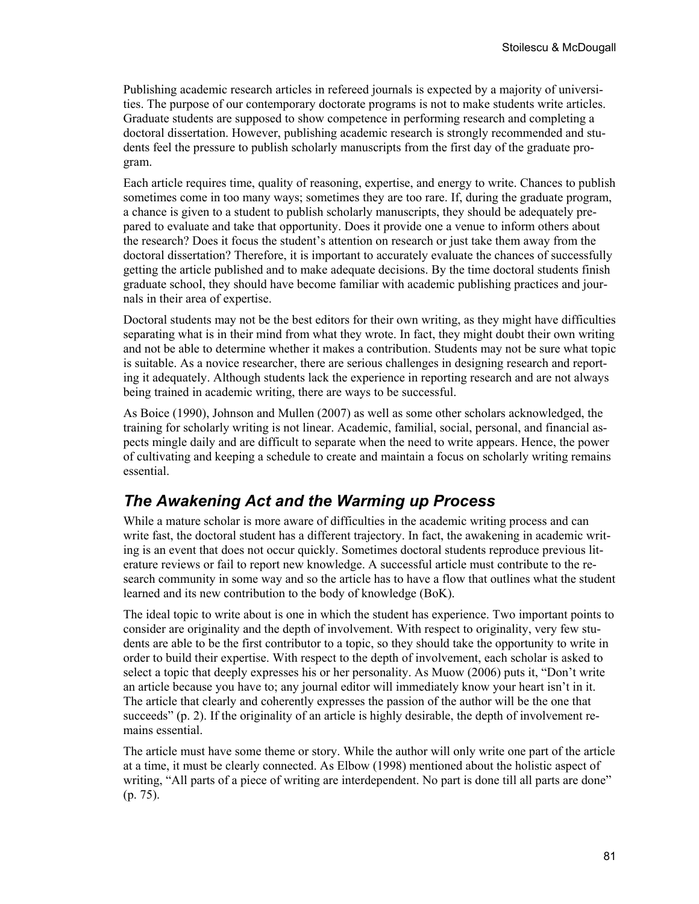Publishing academic research articles in refereed journals is expected by a majority of universities. The purpose of our contemporary doctorate programs is not to make students write articles. Graduate students are supposed to show competence in performing research and completing a doctoral dissertation. However, publishing academic research is strongly recommended and students feel the pressure to publish scholarly manuscripts from the first day of the graduate program.

Each article requires time, quality of reasoning, expertise, and energy to write. Chances to publish sometimes come in too many ways; sometimes they are too rare. If, during the graduate program, a chance is given to a student to publish scholarly manuscripts, they should be adequately prepared to evaluate and take that opportunity. Does it provide one a venue to inform others about the research? Does it focus the student's attention on research or just take them away from the doctoral dissertation? Therefore, it is important to accurately evaluate the chances of successfully getting the article published and to make adequate decisions. By the time doctoral students finish graduate school, they should have become familiar with academic publishing practices and journals in their area of expertise.

Doctoral students may not be the best editors for their own writing, as they might have difficulties separating what is in their mind from what they wrote. In fact, they might doubt their own writing and not be able to determine whether it makes a contribution. Students may not be sure what topic is suitable. As a novice researcher, there are serious challenges in designing research and reporting it adequately. Although students lack the experience in reporting research and are not always being trained in academic writing, there are ways to be successful.

As Boice (1990), Johnson and Mullen (2007) as well as some other scholars acknowledged, the training for scholarly writing is not linear. Academic, familial, social, personal, and financial aspects mingle daily and are difficult to separate when the need to write appears. Hence, the power of cultivating and keeping a schedule to create and maintain a focus on scholarly writing remains essential.

## *The Awakening Act and the Warming up Process*

While a mature scholar is more aware of difficulties in the academic writing process and can write fast, the doctoral student has a different trajectory. In fact, the awakening in academic writing is an event that does not occur quickly. Sometimes doctoral students reproduce previous literature reviews or fail to report new knowledge. A successful article must contribute to the research community in some way and so the article has to have a flow that outlines what the student learned and its new contribution to the body of knowledge (BoK).

The ideal topic to write about is one in which the student has experience. Two important points to consider are originality and the depth of involvement. With respect to originality, very few students are able to be the first contributor to a topic, so they should take the opportunity to write in order to build their expertise. With respect to the depth of involvement, each scholar is asked to select a topic that deeply expresses his or her personality. As Muow (2006) puts it, "Don't write an article because you have to; any journal editor will immediately know your heart isn't in it. The article that clearly and coherently expresses the passion of the author will be the one that succeeds" (p. 2). If the originality of an article is highly desirable, the depth of involvement remains essential.

The article must have some theme or story. While the author will only write one part of the article at a time, it must be clearly connected. As Elbow (1998) mentioned about the holistic aspect of writing, "All parts of a piece of writing are interdependent. No part is done till all parts are done" (p. 75).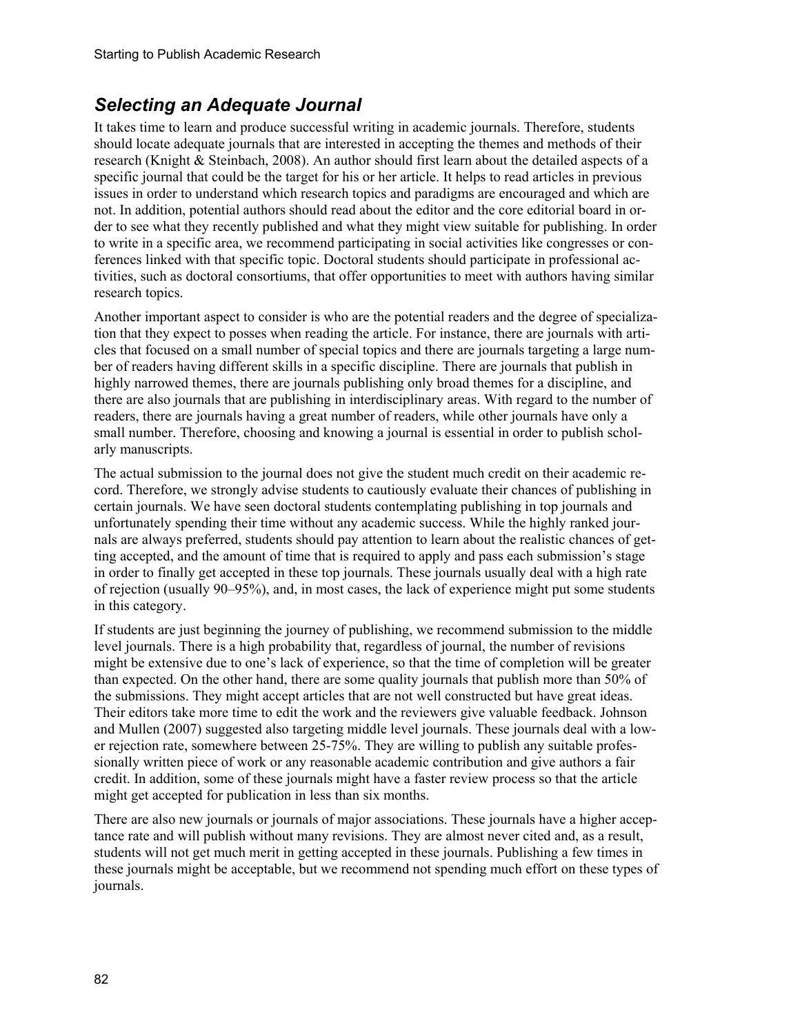## *Selecting an Adequate Journal*

It takes time to learn and produce successful writing in academic journals. Therefore, students should locate adequate journals that are interested in accepting the themes and methods of their research (Knight & Steinbach, 2008). An author should first learn about the detailed aspects of a specific journal that could be the target for his or her article. It helps to read articles in previous issues in order to understand which research topics and paradigms are encouraged and which are not. In addition, potential authors should read about the editor and the core editorial board in order to see what they recently published and what they might view suitable for publishing. In order to write in a specific area, we recommend participating in social activities like congresses or conferences linked with that specific topic. Doctoral students should participate in professional activities, such as doctoral consortiums, that offer opportunities to meet with authors having similar research topics.

Another important aspect to consider is who are the potential readers and the degree of specialization that they expect to posses when reading the article. For instance, there are journals with articles that focused on a small number of special topics and there are journals targeting a large number of readers having different skills in a specific discipline. There are journals that publish in highly narrowed themes, there are journals publishing only broad themes for a discipline, and there are also journals that are publishing in interdisciplinary areas. With regard to the number of readers, there are journals having a great number of readers, while other journals have only a small number. Therefore, choosing and knowing a journal is essential in order to publish scholarly manuscripts.

The actual submission to the journal does not give the student much credit on their academic record. Therefore, we strongly advise students to cautiously evaluate their chances of publishing in certain journals. We have seen doctoral students contemplating publishing in top journals and unfortunately spending their time without any academic success. While the highly ranked journals are always preferred, students should pay attention to learn about the realistic chances of getting accepted, and the amount of time that is required to apply and pass each submission's stage in order to finally get accepted in these top journals. These journals usually deal with a high rate of rejection (usually 90–95%), and, in most cases, the lack of experience might put some students in this category.

If students are just beginning the journey of publishing, we recommend submission to the middle level journals. There is a high probability that, regardless of journal, the number of revisions might be extensive due to one's lack of experience, so that the time of completion will be greater than expected. On the other hand, there are some quality journals that publish more than 50% of the submissions. They might accept articles that are not well constructed but have great ideas. Their editors take more time to edit the work and the reviewers give valuable feedback. Johnson and Mullen (2007) suggested also targeting middle level journals. These journals deal with a lower rejection rate, somewhere between 25-75%. They are willing to publish any suitable professionally written piece of work or any reasonable academic contribution and give authors a fair credit. In addition, some of these journals might have a faster review process so that the article might get accepted for publication in less than six months.

There are also new journals or journals of major associations. These journals have a higher acceptance rate and will publish without many revisions. They are almost never cited and, as a result, students will not get much merit in getting accepted in these journals. Publishing a few times in these journals might be acceptable, but we recommend not spending much effort on these types of journals.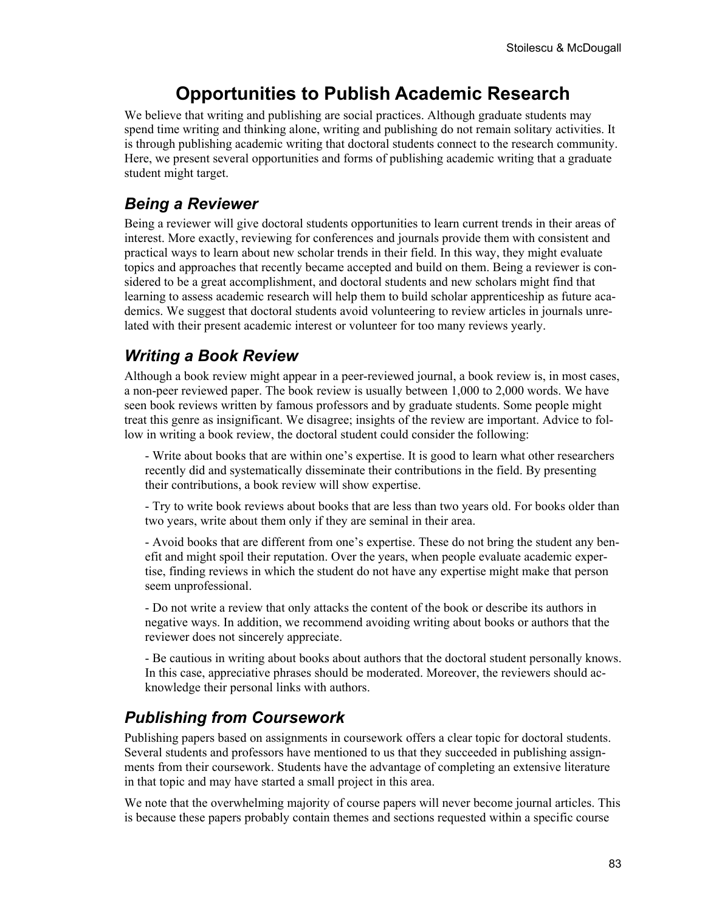# Opportunities to Publish Academic Research

We believe that writing and publishing are social practices. Although graduate students may spend time writing and thinking alone, writing and publishing do not remain solitary activities. It is through publishing academic writing that doctoral students connect to the research community. Here, we present several opportunities and forms of publishing academic writing that a graduate student might target.

## *Being a Reviewer*

Being a reviewer will give doctoral students opportunities to learn current trends in their areas of interest. More exactly, reviewing for conferences and journals provide them with consistent and practical ways to learn about new scholar trends in their field. In this way, they might evaluate topics and approaches that recently became accepted and build on them. Being a reviewer is considered to be a great accomplishment, and doctoral students and new scholars might find that learning to assess academic research will help them to build scholar apprenticeship as future academics. We suggest that doctoral students avoid volunteering to review articles in journals unrelated with their present academic interest or volunteer for too many reviews yearly.

## *Writing a Book Review*

Although a book review might appear in a peer-reviewed journal, a book review is, in most cases, a non-peer reviewed paper. The book review is usually between 1,000 to 2,000 words. We have seen book reviews written by famous professors and by graduate students. Some people might treat this genre as insignificant. We disagree; insights of the review are important. Advice to follow in writing a book review, the doctoral student could consider the following:

- Write about books that are within one's expertise. It is good to learn what other researchers recently did and systematically disseminate their contributions in the field. By presenting their contributions, a book review will show expertise.

- Try to write book reviews about books that are less than two years old. For books older than two years, write about them only if they are seminal in their area.

- Avoid books that are different from one's expertise. These do not bring the student any benefit and might spoil their reputation. Over the years, when people evaluate academic expertise, finding reviews in which the student do not have any expertise might make that person seem unprofessional.

- Do not write a review that only attacks the content of the book or describe its authors in negative ways. In addition, we recommend avoiding writing about books or authors that the reviewer does not sincerely appreciate.

- Be cautious in writing about books about authors that the doctoral student personally knows. In this case, appreciative phrases should be moderated. Moreover, the reviewers should acknowledge their personal links with authors.

## *Publishing from Coursework*

Publishing papers based on assignments in coursework offers a clear topic for doctoral students. Several students and professors have mentioned to us that they succeeded in publishing assignments from their coursework. Students have the advantage of completing an extensive literature in that topic and may have started a small project in this area.

We note that the overwhelming majority of course papers will never become journal articles. This is because these papers probably contain themes and sections requested within a specific course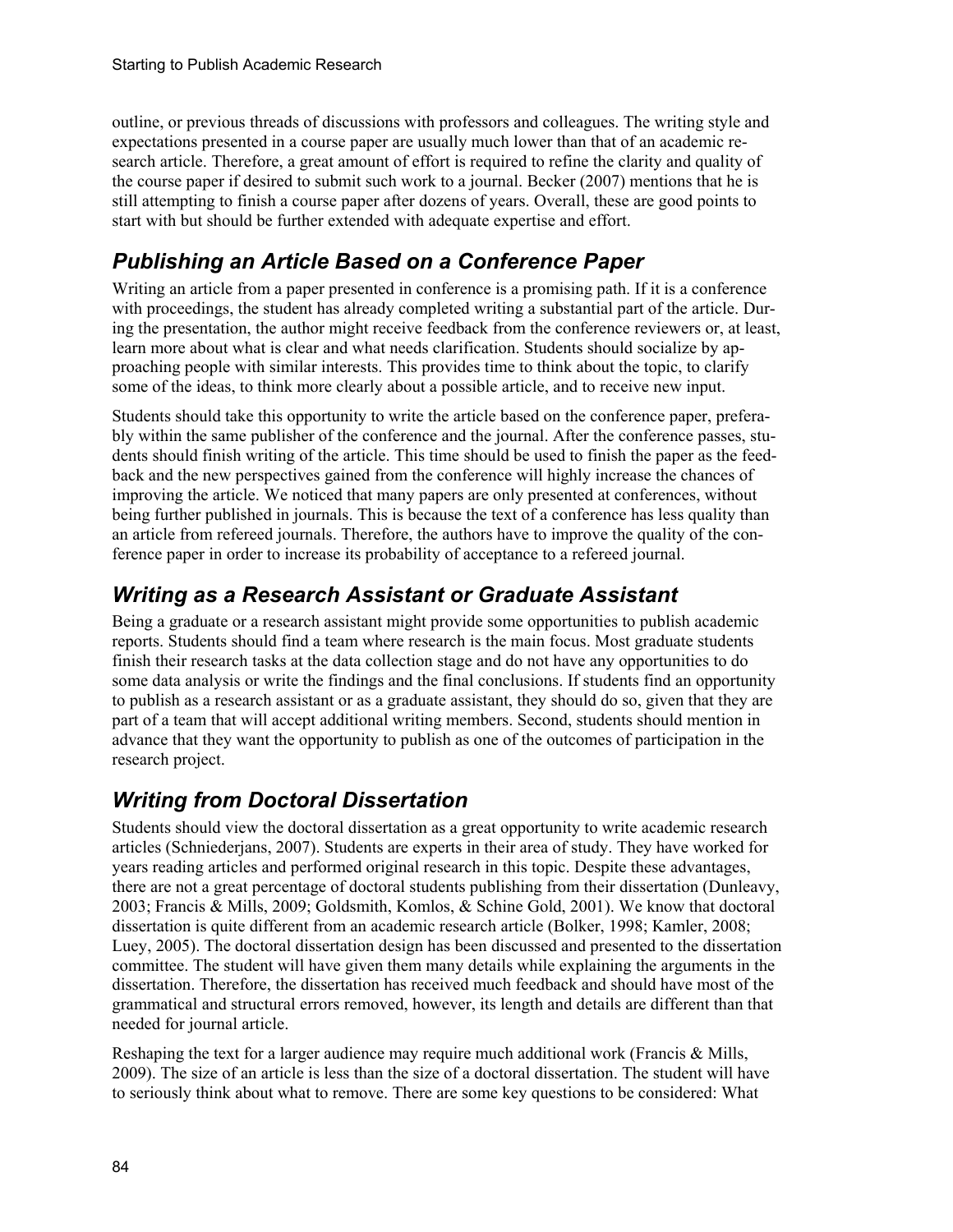outline, or previous threads of discussions with professors and colleagues. The writing style and expectations presented in a course paper are usually much lower than that of an academic research article. Therefore, a great amount of effort is required to refine the clarity and quality of the course paper if desired to submit such work to a journal. Becker (2007) mentions that he is still attempting to finish a course paper after dozens of years. Overall, these are good points to start with but should be further extended with adequate expertise and effort.

## *Publishing an Article Based on a Conference Paper*

Writing an article from a paper presented in conference is a promising path. If it is a conference with proceedings, the student has already complete writing a substantial part of the article. During the presentation, the author might receive feedback from the conference reviewers or, at least, learn more about what is clear and what needs clarification. Students should socialize by approaching people with similar interests. This provides time to think about the topic, to clarify some of the ideas, to think more clearly about a possible article, and to receive new input.

Students should take this opportunity to write the article based on the conference paper, preferably within the same publisher of the conference and the journal. After the conference passes, students should finish writing of the article. This time should be used to finish the paper as the feedback and the new perspectives gained from the conference will highly increase the chances of improving the article. We noticed that many papers are only presented at conferences, without being further published in journals. This is because the text of a conference has less quality than an article from refereed journals. Therefore, the authors have to improve the quality of the conference paper in order to increase its probability of acceptance to a refereed journal.

## *Writing as a Research Assistant or Graduate Assistant*

Being a graduate or a research assistant might provide some opportunities to publish academic reports. Students should find a team where research is the main focus. Most graduate students finish their research tasks at the data collection stage and do not have any opportunities to do some data analysis or write the findings and the final conclusions. If students find an opportunity to publish as a research assistant or as a graduate assistant, they should do so, given that they are part of a team that will accept additional writing members. Second, students should mention in advance that they want the opportunity to publish as one of the outcomes of participation in the research project.

## *Writing from Doctoral Dissertation*

Students should view the doctoral dissertation as a great opportunity to write academic research articles (Schniederjans, 2007). Students are experts in their area of study. They have worked for years reading articles and performed original research in this topic. Despite these advantages, there are not a great percentage of doctoral students publishing from their dissertation (Dunleavy, 2003; Francis & Mills, 2009; Goldsmith, Komlos, & Schine Gold, 2001). We know that doctoral dissertation is quite different from an academic research article (Bolker, 1998; Kamler, 2008; Luey, 2005). The doctoral dissertation design has been discussed and presented to the dissertation committee. The student will have given them many details while explaining the arguments in the dissertation. Therefore, the dissertation has received much feedback and should have most of the grammatical and structural errors removed, however, its length and details are different than that needed for journal article.

Reshaping the text for a larger audience may require much additional work (Francis & Mills, 2009). The size of an article is less than the size of a doctoral dissertation. The student will have to seriously think about what to remove. There are some key questions to be considered: What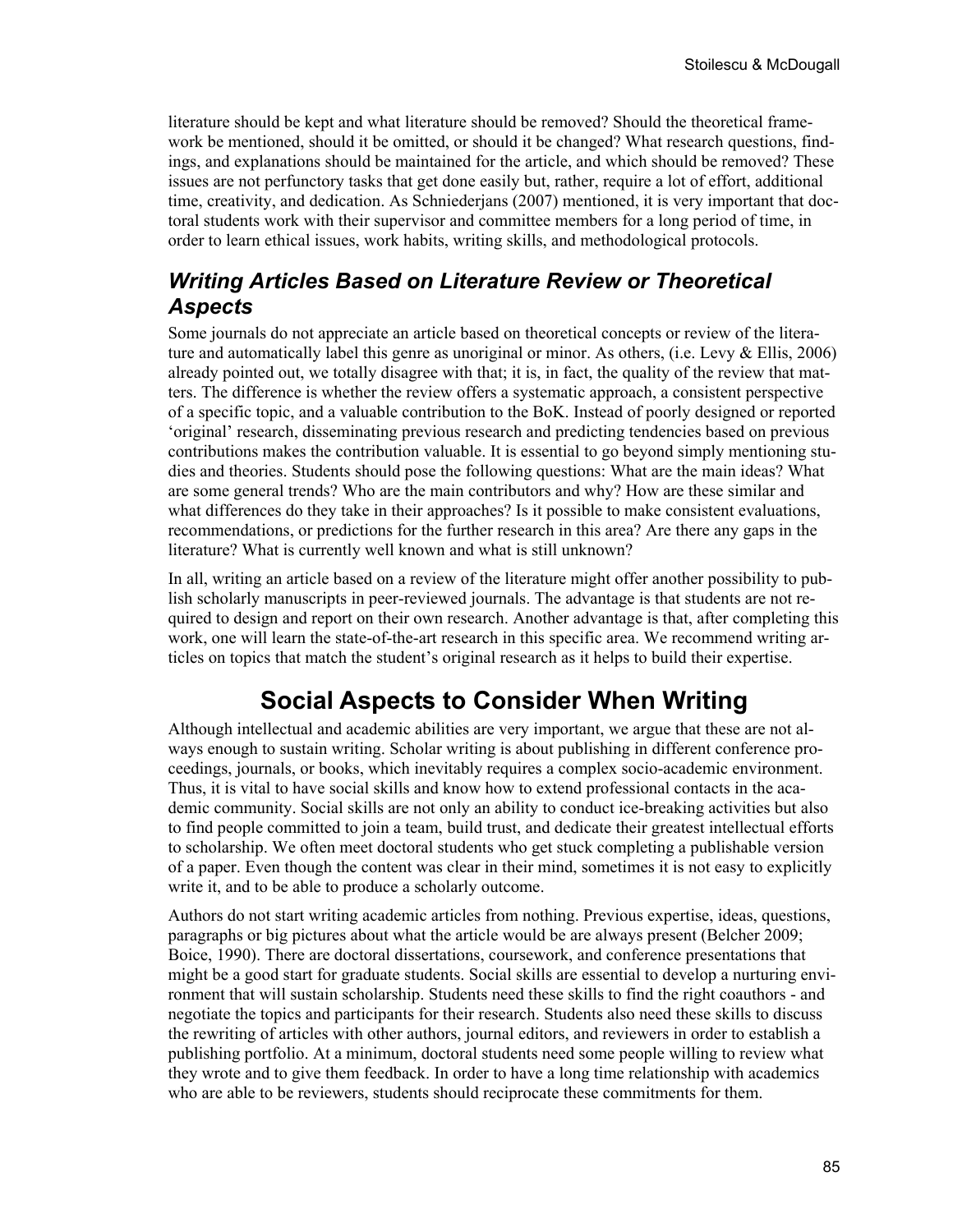literature should be kept and what literature should be removed? Should the theoretical framework be mentioned, should it be omitted, or should it be changed? What research questions, findings, and explanations should be maintained for the article, and which should be removed? These issues are not perfunctory tasks that get done easily but, rather, require a lot of effort, additional time, creativity, and dedication. As Schniederjans (2007) mentioned, it is very important that doctoral students work with their supervisor and committee members for a long period of time, in order to learn ethical issues, work habits, writing skills, and methodological protocols.

### *Writing Articles Based on Literature Review or Theoretical Aspects*

Some journals do not appreciate an article based on theoretical concepts or review of the literature and automatically label this genre as unoriginal or minor. As others, (i.e. Levy & Ellis, 2006) already pointed out, we totally disagree with that; it is, in fact, the quality of the review that matters. The difference is whether the review offers a systematic approach, a consistent perspective of a specific topic, and a valuable contribution to the BoK. Instead of poorly designed or reported 'original' research, disseminating previous research and predicting tendencies based on previous contributions makes the contribution valuable. It is essential to go beyond simply mentioning studies and theories. Students should pose the following questions: What are the main ideas? What are some general trends? Who are the main contributors and why? How are these similar and what differences do they take in their approaches? Is it possible to make consistent evaluations, recommendations, or predictions for the further research in this area? Are there any gaps in the literature? What is currently well known and what is still unknown?

In all, writing an article based on a review of the literature might offer another possibility to publish scholarly manuscripts in peer-reviewed journals. The advantage is that students are not required to design and report on their own research. Another advantage is that, after completing this work, one will learn the state-of-the-art research in this specific area. We recommend writing articles on topics that match the student's original research as it helps to build their expertise.

## Social Aspects to Consider When Writing

Although intellectual and academic abilities are very important, we argue that these are not always enough to sustain writing. Scholar writing is about publishing in different conference proceedings, journals, or books, which inevitably requires a complex socio-academic environment. Thus, it is vital to have social skills and know how to extend professional contacts in the academic community. Social skills are not only an ability to conduct ice-breaking activities but also to find people committed to join a team, build trust, and dedicate their greatest intellectual efforts to scholarship. We often meet doctoral students who get stuck completing a publishable version of a paper. Even though the content was clear in their mind, sometimes it is not easy to explicitly write it, and to be able to produce a scholarly outcome.

Authors do not start writing academic articles from nothing. Previous expertise, ideas, questions, paragraphs or big pictures about what the article would be are always present (Belcher 2009; Boice, 1990). There are doctoral dissertations, coursework, and conference presentations that might be a good start for graduate students. Social skills are essential to develop a nurturing environment that will sustain scholarship. Students need these skills to find the right coauthors - and negotiate the topics and participants for their research. Students also need these skills to discuss the rewriting of articles with other authors, journal editors, and reviewers in order to establish a publishing portfolio. At a minimum, doctoral students need some people willing to review what they wrote and to give them feedback. In order to have a long time relationship with academics who are able to be reviewers, students should reciprocate these commitments for them.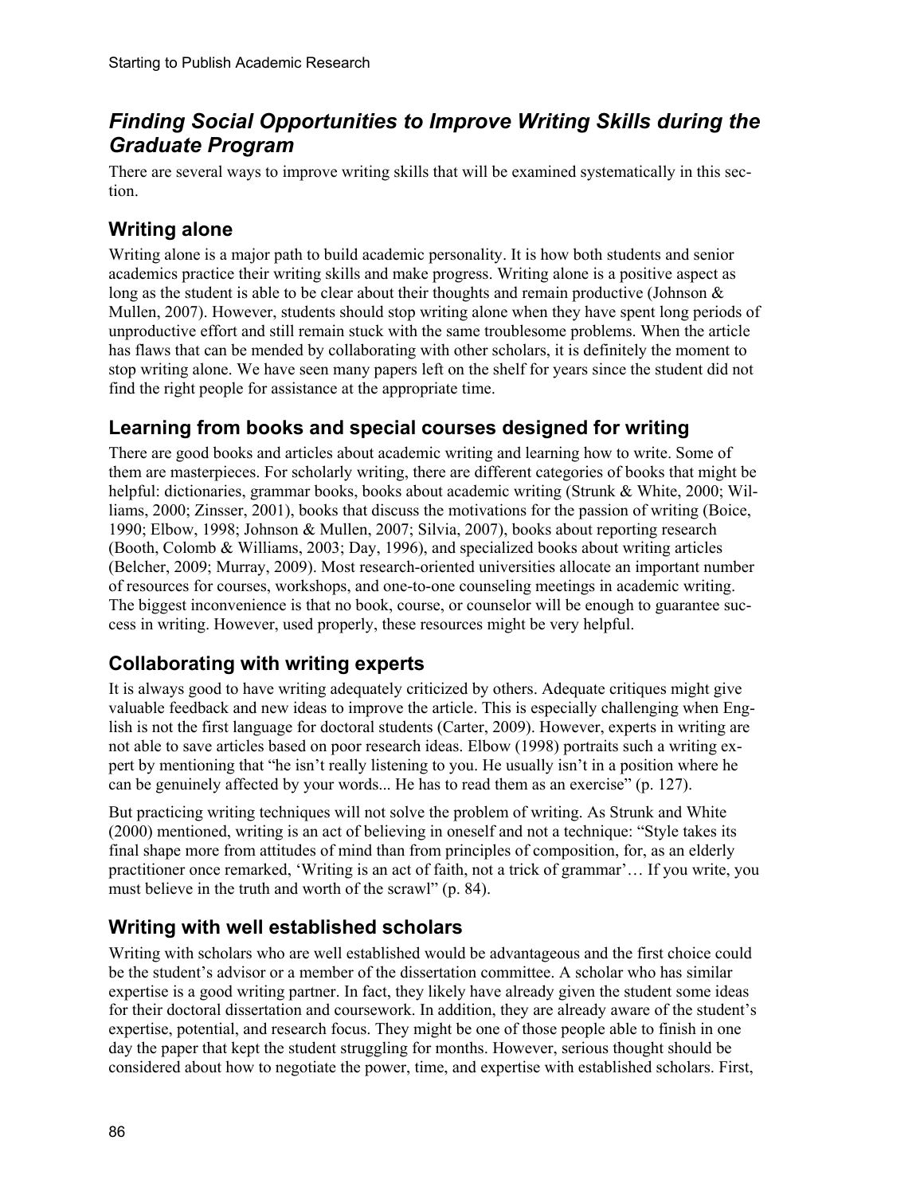## *Finding Social Opportunities to Improve Writing Skills during the Graduate Program*

There are several ways to improve writing skills that will be examined systematically in this section.

### Writing alone

Writing alone is a major path to build academic personality. It is how both students and senior academics practice their writing skills and make progress. Writing alone is a positive aspect as long as the student is able to be clear about their thoughts and remain productive (Johnson & Mullen, 2007). However, students should stop writing alone when they have spent long periods of unproductive effort and still remain stuck with the same troublesome problems. When the article has flaws that can be mended by collaborating with other scholars, it is definitely the moment to stop writing alone. We have seen many papers left on the shelf for years since the student did not find the right people for assistance at the appropriate time.

### Learning from books and special courses designed for writing

There are good books and articles about academic writing and learning how to write. Some of them are masterpieces. For scholarly writing, there are different categories of books that might be helpful: dictionaries, grammar books, books about academic writing (Strunk & White, 2000; Williams, 2000; Zinsser, 2001), books that discuss the motivations for the passion of writing (Boice, 1990; Elbow, 1998; Johnson & Mullen, 2007; Silvia, 2007), books about reporting research (Booth, Colomb & Williams, 2003; Day, 1996), and specialized books about writing articles (Belcher, 2009; Murray, 2009). Most research-oriented universities allocate an important number of resources for courses, workshops, and one-to-one counseling meetings in academic writing. The biggest inconvenience is that no book, course, or counselor will be enough to guarantee success in writing. However, used properly, these resources might be very helpful.

### Collaborating with writing experts

It is always good to have writing adequately criticized by others. Adequate critiques might give valuable feedback and new ideas to improve the article. This is especially challenging when English is not the first language for doctoral students (Carter, 2009). However, experts in writing are not able to save articles based on poor research ideas. Elbow (1998) portraits such a writing expert by mentioning that "he isn't really listening to you. He usually isn't in a position where he can be genuinely affected by your words... He has to read them as an exercise" (p. 127).

But practicing writing techniques will not solve the problem of writing. As Strunk and White (2000) mentioned, writing is an act of believing in oneself and not a technique: "Style takes its final shape more from attitudes of mind than from principles of composition, for, as an elderly practitioner once remarked, 'Writing is an act of faith, not a trick of grammar'… If you write, you must believe in the truth and worth of the scrawl" (p. 84).

### Writing with well established scholars

Writing with scholars who are well established would be advantageous and the first choice could be the student's advisor or a member of the dissertation committee. A scholar who has similar expertise is a good writing partner. In fact, they likely have already given the student some ideas for their doctoral dissertation and coursework. In addition, they are already aware of the student's expertise, potential, and research focus. They might be one of those people able to finish in one day the paper that kept the student struggling for months. However, serious thought should be considered about how to negotiate the power, time, and expertise with established scholars. First,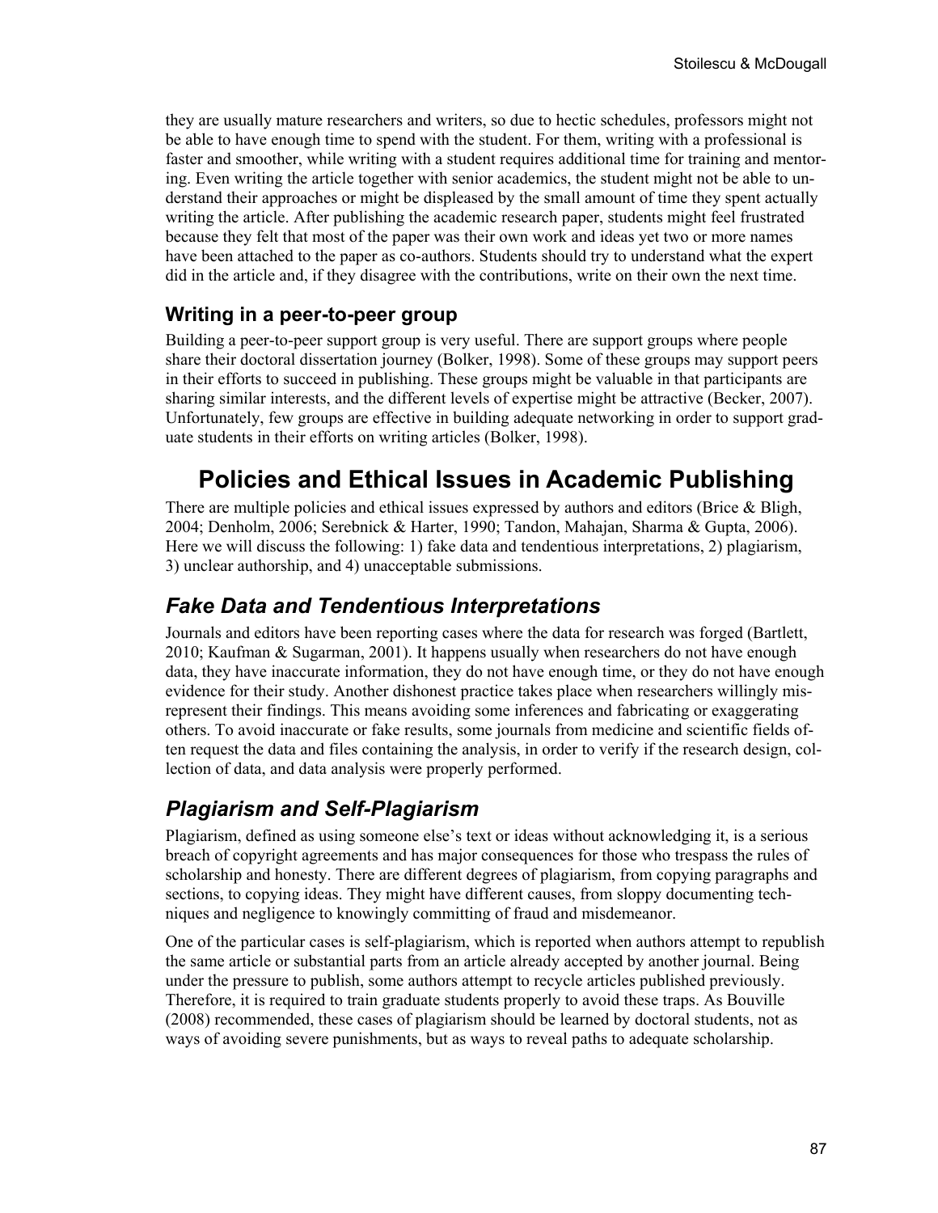they are usually mature researchers and writers, so due to hectic schedules, professors might not be able to have enough time to spend with the student. For them, writing with a professional is faster and smoother, while writing with a student requires additional time for training and mentoring. Even writing the article together with senior academics, the student might not be able to understand their approaches or might be displeased by the small amount of time they spent actually writing the article. After publishing the academic research paper, students might feel frustrated because they felt that most of the paper was their own work and ideas yet two or more names have been attached to the paper as co-authors. Students should try to understand what the expert did in the article and, if they disagree with the contributions, write on their own the next time.

### Writing in a peer-to-peer group

Building a peer-to-peer support group is very useful. There are support groups where people share their doctoral dissertation journey (Bolker, 1998). Some of these groups may support peers in their efforts to succeed in publishing. These groups might be valuable in that participants are sharing similar interests, and the different levels of expertise might be attractive (Becker, 2007). Unfortunately, few groups are effective in building adequate networking in order to support graduate students in their efforts on writing articles (Bolker, 1998).

# Policies and Ethical Issues in Academic Publishing

There are multiple policies and ethical issues expressed by authors and editors (Brice & Bligh, 2004; Denholm, 2006; Serebnick & Harter, 1990; Tandon, Mahajan, Sharma & Gupta, 2006). Here we will discuss the following: 1) fake data and tendentious interpretations, 2) plagiarism, 3) unclear authorship, and 4) unacceptable submissions.

## *Fake Data and Tendentious Interpretations*

Journals and editors have been reporting cases where the data for research was forged (Bartlett, 2010; Kaufman & Sugarman, 2001). It happens usually when researchers do not have enough data, they have inaccurate information, they do not have enough time, or they do not have enough evidence for their study. Another dishonest practice takes place when researchers willingly misrepresent their findings. This means avoiding some inferences and fabricating or exaggerating others. To avoid inaccurate or fake results, some journals from medicine and scientific fields often request the data and files containing the analysis, in order to verify if the research design, collection of data, and data analysis were properly performed.

## *Plagiarism and Self-Plagiarism*

Plagiarism, defined as using someone else's text or ideas without acknowledging it, is a serious breach of copyright agreements and has major consequences for those who trespass the rules of scholarship and honesty. There are different degrees of plagiarism, from copying paragraphs and sections, to copying ideas. They might have different causes, from sloppy documenting techniques and negligence to knowingly committing of fraud and misdemeanor.

One of the particular cases is self-plagiarism, which is reported when authors attempt to republish the same article or substantial parts from an article already accepted by another journal. Being under the pressure to publish, some authors attempt to recycle articles published previously. Therefore, it is required to train graduate students properly to avoid these traps. As Bouville (2008) recommended, these cases of plagiarism should be learned by doctoral students, not as ways of avoiding severe punishments, but as ways to reveal paths to adequate scholarship.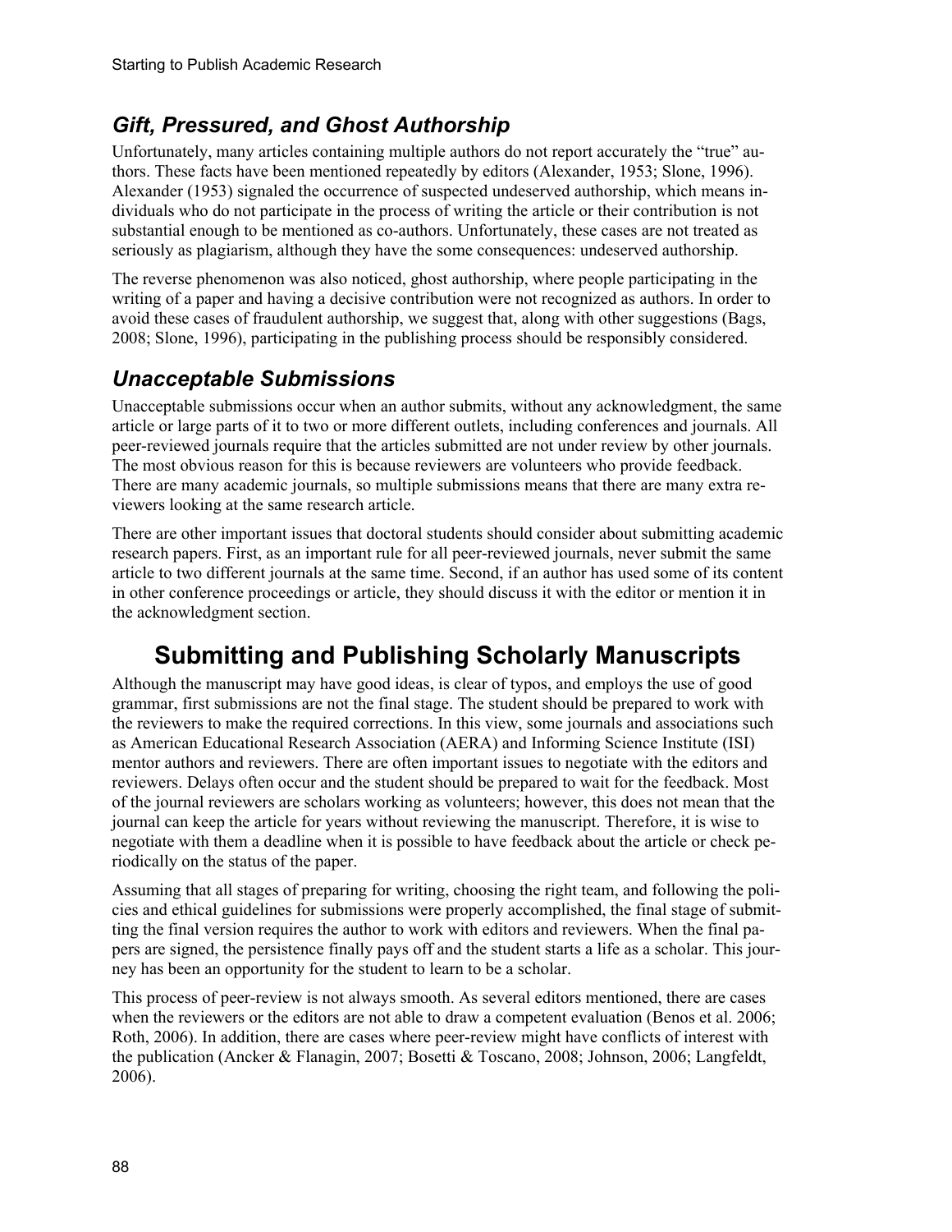### *Gift, Pressured, and Ghost Authorship*

Unfortunately, many articles containing multiple authors do not report accurately the "true" authors. These facts have been mentioned repeatedly by editors (Alexander, 1953; Slone, 1996). Alexander (1953) signaled the occurrence of suspected undeserved authorship, which means individuals who do not participate in the process of writing the article or their contribution is not substantial enough to be mentioned as co-authors. Unfortunately, these cases are not treated as seriously as plagiarism, although they have the some consequences: undeserved authorship.

The reverse phenomenon was also noticed, ghost authorship, where people participating in the writing of a paper and having a decisive contribution were not recognized as authors. In order to avoid these cases of fraudulent authorship, we suggest that, along with other suggestions (Bags, 2008; Slone, 1996), participating in the publishing process should be responsibly considered.

### *Unacceptable Submissions*

Unacceptable submissions occur when an author submits, without any acknowledgment, the same article or large parts of it to two or more different outlets, including conferences and journals. All peer-reviewed journals require that the articles submitted are not under review by other journals. The most obvious reason for this is because reviewers are volunteers who provide feedback. There are many academic journals, so multiple submissions means that there are many extra reviewers looking at the same research article.

There are other important issues that doctoral students should consider about submitting academic research papers. First, as an important rule for all peer-reviewed journals, never submit the same article to two different journals at the same time. Second, if an author has used some of its content in other conference proceedings or article, they should discuss it with the editor or mention it in the acknowledgment section.

## Submitting and Publishing Scholarly Manuscripts

Although the manuscript may have good ideas, is clear of typos, and employs the use of good grammar, first submissions are not the final stage. The student should be prepared to work with the reviewers to make the required corrections. In this view, some journals and associations such as American Educational Research Association (AERA) and Informing Science Institute (ISI) mentor authors and reviewers. There are often important issues to negotiate with the editors and reviewers. Delays often occur and the student should be prepared to wait for the feedback. Most of the journal reviewers are scholars working as volunteers; however, this does not mean that the journal can keep the article for years without reviewing the manuscript. Therefore, it is wise to negotiate with them a deadline when it is possible to have feedback about the article or check periodically on the status of the paper.

Assuming that all stages of preparing for writing, choosing the right team, and following the policies and ethical guidelines for submissions were properly accomplished, the final stage of submitting the final version requires the author to work with editors and reviewers. When the final papers are signed, the persistence finally pays off and the student starts a life as a scholar. This journey has been an opportunity for the student to learn to be a scholar.

This process of peer-review is not always smooth. As several editors mentioned, there are cases when the reviewers or the editors are not able to draw a competent evaluation (Benos et al. 2006; Roth, 2006). In addition, there are cases where peer-review might have conflicts of interest with the publication (Ancker & Flanagin, 2007; Bosetti & Toscano, 2008; Johnson, 2006; Langfeldt, 2006).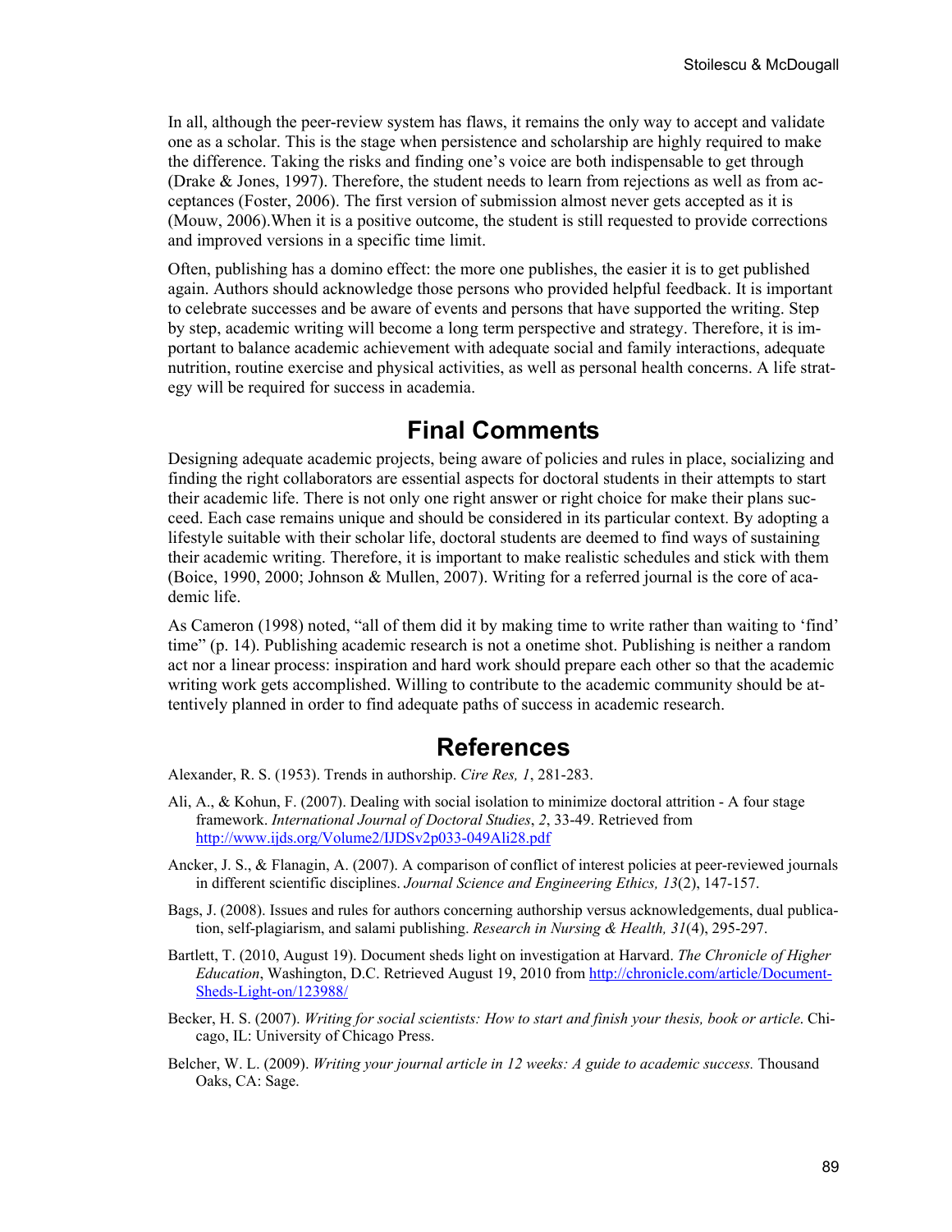In all, although the peer-review system has flaws, it remains the only way to accept and validate one as a scholar. This is the stage when persistence and scholarship are highly required to make the difference. Taking the risks and finding one's voice are both indispensable to get through (Drake & Jones, 1997). Therefore, the student needs to learn from rejections as well as from acceptances (Foster, 2006). The first version of submission almost never gets accepted as it is (Mouw, 2006).When it is a positive outcome, the student is still requested to provide corrections and improved versions in a specific time limit.

Often, publishing has a domino effect: the more one publishes, the easier it is to get published again. Authors should acknowledge those persons who provided helpful feedback. It is important to celebrate successes and be aware of events and persons that have supported the writing. Step by step, academic writing will become a long term perspective and strategy. Therefore, it is important to balance academic achievement with adequate social and family interactions, adequate nutrition, routine exercise and physical activities, as well as personal health concerns. A life strategy will be required for success in academia.

## Final Comments

Designing adequate academic projects, being aware of policies and rules in place, socializing and finding the right collaborators are essential aspects for doctoral students in their attempts to start their academic life. There is not only one right answer or right choice for make their plans succeed. Each case remains unique and should be considered in its particular context. By adopting a lifestyle suitable with their scholar life, doctoral students are deemed to find ways of sustaining their academic writing. Therefore, it is important to make realistic schedules and stick with them (Boice, 1990, 2000; Johnson & Mullen, 2007). Writing for a referred journal is the core of academic life.

As Cameron (1998) noted, "all of them did it by making time to write rather than waiting to 'find' time" (p. 14). Publishing academic research is not a onetime shot. Publishing is neither a random act nor a linear process: inspiration and hard work should prepare each other so that the academic writing work gets accomplished. Willing to contribute to the academic community should be attentively planned in order to find adequate paths of success in academic research.

## References

Alexander, R. S. (1953). Trends in authorship. *Cire Res, 1*, 281-283.

Ali, A., & Kohun, F. (2007). Dealing with social isolation to minimize doctoral attrition - A four stage framework. *International Journal of Doctoral Studies*, *2*, 33-49. Retrieved from http://www.ijds.org/Volume2/IJDSv2p033-049Ali28.pdf

Ancker, J. S., & Flanagin, A. (2007). A comparison of conflict of interest policies at peer-reviewed journals in different scientific disciplines. *Journal Science and Engineering Ethics, 13*(2), 147-157.

Bags, J. (2008). Issues and rules for authors concerning authorship versus acknowledgements, dual publication, self-plagiarism, and salami publishing. *Research in Nursing & Health, 31*(4), 295-297.

Bartlett, T. (2010, August 19). Document sheds light on investigation at Harvard. *The Chronicle of Higher Education*, Washington, D.C. Retrieved August 19, 2010 from http://chronicle.com/article/Document-Sheds-Light-on/123988/

Becker, H. S. (2007). *Writing for social scientists: How to start and finish your thesis, book or article*. Chicago, IL: University of Chicago Press.

Belcher, W. L. (2009). *Writing your journal article in 12 weeks: A guide to academic success.* Thousand Oaks, CA: Sage.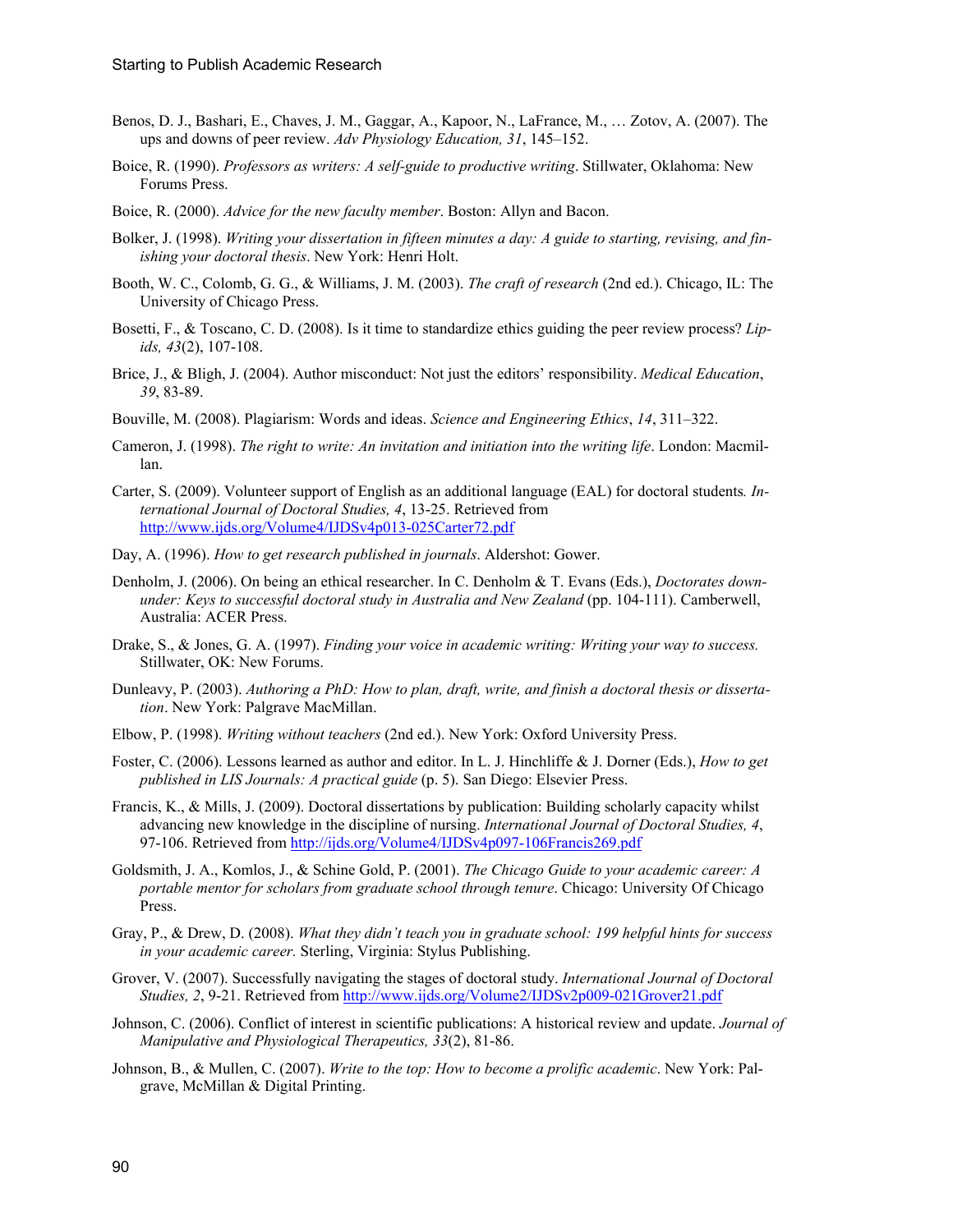Benos, D. J., Bashari, E., Chaves, J. M., Gaggar, A., Kapoor, N., LaFrance, M., … Zotov, A. (2007). The ups and downs of peer review. *Adv Physiology Education, 31*, 145–152.

Boice, R. (1990). *Professors as writers: A self-guide to productive writing*. Stillwater, Oklahoma: New Forums Press.

Boice, R. (2000). *Advice for the new faculty member*. Boston: Allyn and Bacon.

Bolker, J. (1998). *Writing your dissertation in fifteen minutes a day: A guide to starting, revising, and finishing your doctoral thesis*. New York: Henri Holt.

Booth, W. C., Colomb, G. G., & Williams, J. M. (2003). *The craft of research* (2nd ed.). Chicago, IL: The University of Chicago Press.

Bosetti, F., & Toscano, C. D. (2008). Is it time to standardize ethics guiding the peer review process? *Lipids, 43*(2), 107-108.

Brice, J., & Bligh, J. (2004). Author misconduct: Not just the editors' responsibility. *Medical Education*, *39*, 83-89.

Bouville, M. (2008). Plagiarism: Words and ideas. *Science and Engineering Ethics*, *14*, 311–322.

Cameron, J. (1998). *The right to write: An invitation and initiation into the writing life*. London: Macmillan.

Carter, S. (2009). Volunteer support of English as an additional language (EAL) for doctoral students*. International Journal of Doctoral Studies, 4*, 13-25. Retrieved from http://www.ijds.org/Volume4/IJDSv4p013-025Carter72.pdf

Day, A. (1996). *How to get research published in journals*. Aldershot: Gower.

Denholm, J. (2006). On being an ethical researcher. In C. Denholm & T. Evans (Eds.), *Doctorates downunder: Keys to successful doctoral study in Australia and New Zealand* (pp. 104-111). Camberwell, Australia: ACER Press.

Drake, S., & Jones, G. A. (1997). *Finding your voice in academic writing: Writing your way to success.* Stillwater, OK: New Forums.

Dunleavy, P. (2003). *Authoring a PhD: How to plan, draft, write, and finish a doctoral thesis or dissertation*. New York: Palgrave MacMillan.

Elbow, P. (1998). *Writing without teachers* (2nd ed.). New York: Oxford University Press.

Foster, C. (2006). Lessons learned as author and editor. In L. J. Hinchliffe & J. Dorner (Eds.), *How to get published in LIS Journals: A practical guide* (p. 5). San Diego: Elsevier Press.

Francis, K., & Mills, J. (2009). Doctoral dissertations by publication: Building scholarly capacity whilst advancing new knowledge in the discipline of nursing. *International Journal of Doctoral Studies, 4*, 97-106. Retrieved from http://ijds.org/Volume4/IJDSv4p097-106Francis269.pdf

Goldsmith, J. A., Komlos, J., & Schine Gold, P. (2001). *The Chicago Guide to your academic career: A portable mentor for scholars from graduate school through tenure*. Chicago: University Of Chicago Press.

Gray, P., & Drew, D. (2008). *What they didn't teach you in graduate school: 199 helpful hints for success in your academic career.* Sterling, Virginia: Stylus Publishing.

Grover, V. (2007). Successfully navigating the stages of doctoral study. *International Journal of Doctoral Studies, 2*, 9-21. Retrieved from http://www.ijds.org/Volume2/IJDSv2p009-021Grover21.pdf

Johnson, C. (2006). Conflict of interest in scientific publications: A historical review and update. *Journal of Manipulative and Physiological Therapeutics, 33*(2), 81-86.

Johnson, B., & Mullen, C. (2007). *Write to the top: How to become a prolific academic*. New York: Palgrave, McMillan & Digital Printing.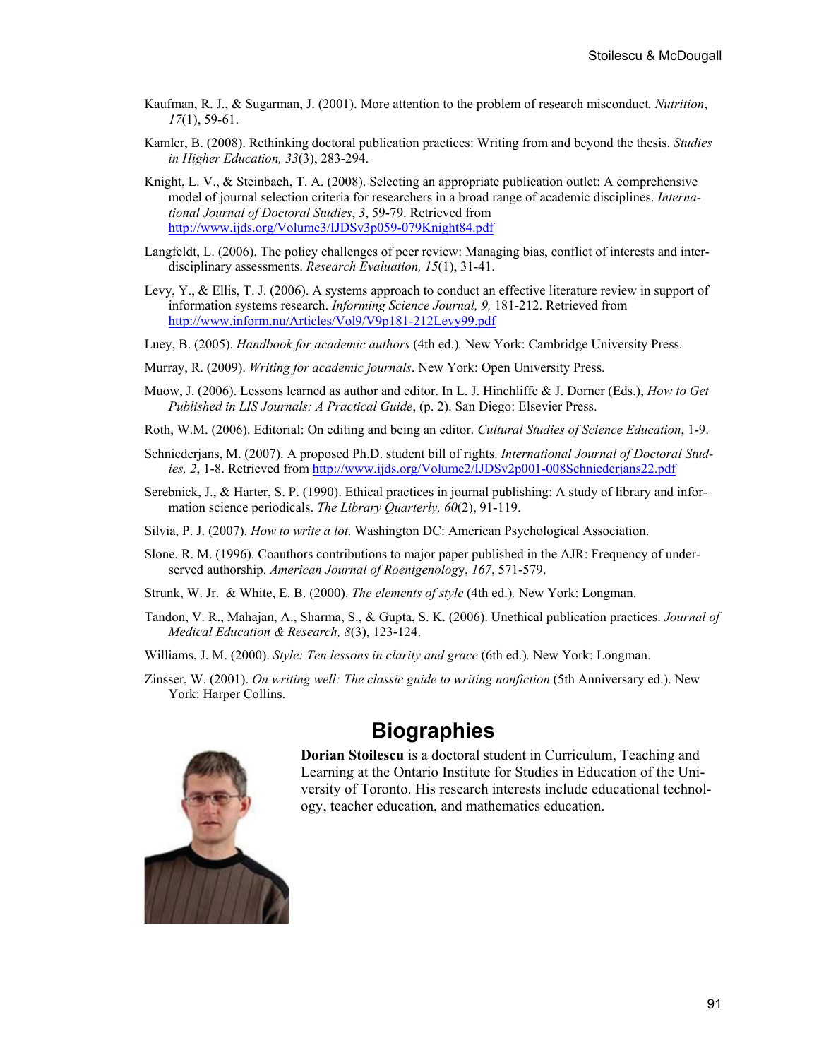Kaufman, R. J., & Sugarman, J. (2001). More attention to the problem of research misconduct*. Nutrition*, *17*(1), 59-61.

Kamler, B. (2008). Rethinking doctoral publication practices: Writing from and beyond the thesis. *Studies in Higher Education, 33*(3), 283-294.

Knight, L. V., & Steinbach, T. A. (2008). Selecting an appropriate publication outlet: A comprehensive model of journal selection criteria for researchers in a broad range of academic disciplines. *International Journal of Doctoral Studies*, *3*, 59-79. Retrieved from http://www.ijds.org/Volume3/IJDSv3p059-079Knight84.pdf

Langfeldt, L. (2006). The policy challenges of peer review: Managing bias, conflict of interests and interdisciplinary assessments. *Research Evaluation, 15*(1), 31-41.

Levy, Y., & Ellis, T. J. (2006). A systems approach to conduct an effective literature review in support of information systems research. *Informing Science Journal, 9,* 181-212. Retrieved from http://www.inform.nu/Articles/Vol9/V9p181-212Levy99.pdf

Luey, B. (2005). *Handbook for academic authors* (4th ed.)*.* New York: Cambridge University Press.

Murray, R. (2009). *Writing for academic journals*. New York: Open University Press.

Muow, J. (2006). Lessons learned as author and editor. In L. J. Hinchliffe & J. Dorner (Eds.), *How to Get Published in LIS Journals: A Practical Guide*, (p. 2). San Diego: Elsevier Press.

Roth, W.M. (2006). Editorial: On editing and being an editor. *Cultural Studies of Science Education*, 1-9.

Schniederjans, M. (2007). A proposed Ph.D. student bill of rights. *International Journal of Doctoral Studies, 2*, 1-8. Retrieved from http://www.ijds.org/Volume2/IJDSv2p001-008Schniederjans22.pdf

Serebnick, J., & Harter, S. P. (1990). Ethical practices in journal publishing: A study of library and information science periodicals. *The Library Quarterly, 60*(2), 91-119.

Silvia, P. J. (2007). *How to write a lot*. Washington DC: American Psychological Association.

Slone, R. M. (1996). Coauthors contributions to major paper published in the AJR: Frequency of underserved authorship. *American Journal of Roentgenology*, *167*, 571-579.

Strunk, W. Jr. & White, E. B. (2000). *The elements of style* (4th ed.)*.* New York: Longman.

Tandon, V. R., Mahajan, A., Sharma, S., & Gupta, S. K. (2006). Unethical publication practices. *Journal of Medical Education & Research, 8*(3), 123-124.

Williams, J. M. (2000). *Style: Ten lessons in clarity and grace* (6th ed.)*.* New York: Longman.

Zinsser, W. (2001). *On writing well: The classic guide to writing nonfiction* (5th Anniversary ed.). New York: Harper Collins.

## Biographies

**Dorian Stoilescu** is a doctoral student in Curriculum, Teaching and Learning at the Ontario Institute for Studies in Education of the University of Toronto. His research interests include educational technology, teacher education, and mathematics education.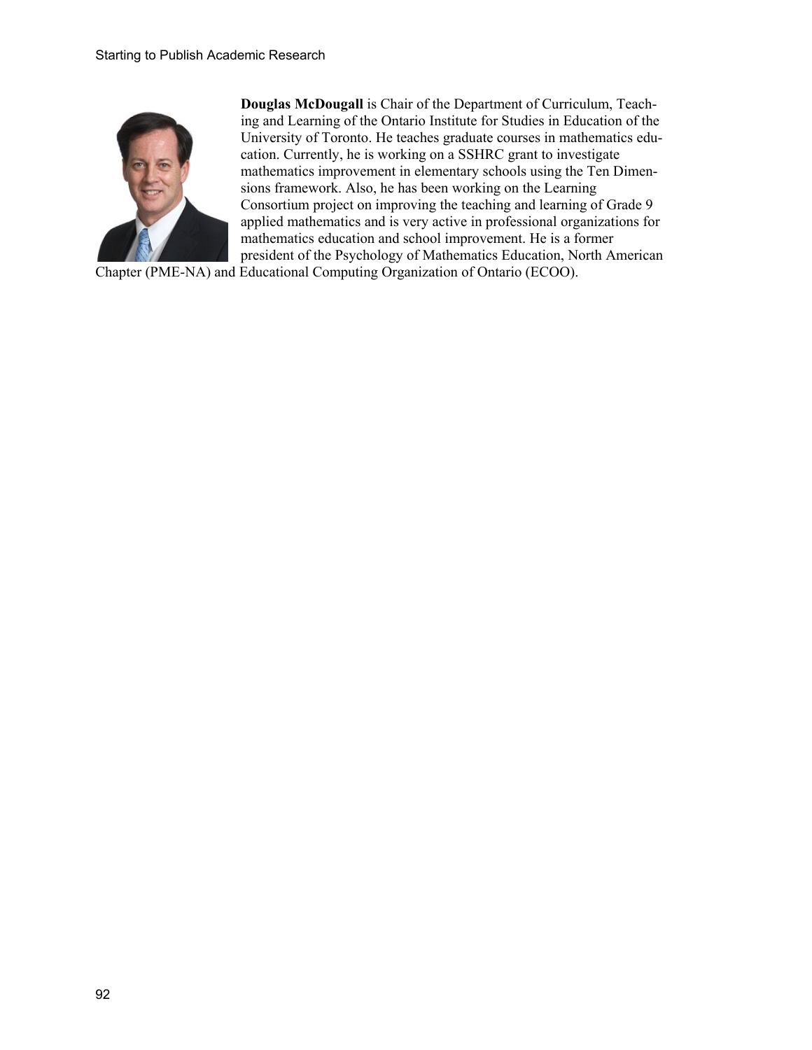**Douglas McDougall** is Chair of the Department of Curriculum, Teaching and Learning of the Ontario Institute for Studies in Education of the University of Toronto. He teaches graduate courses in mathematics education. Currently, he is working on a SSHRC grant to investigate mathematics improvement in elementary schools using the Ten Dimensions framework. Also, he has been working on the Learning Consortium project on improving the teaching and learning of Grade 9 applied mathematics and is very active in professional organizations for mathematics education and school improvement. He is a former president of the Psychology of Mathematics Education, North American Chapter (PME-NA) and Educational Computing Organization of Ontario (ECOO).